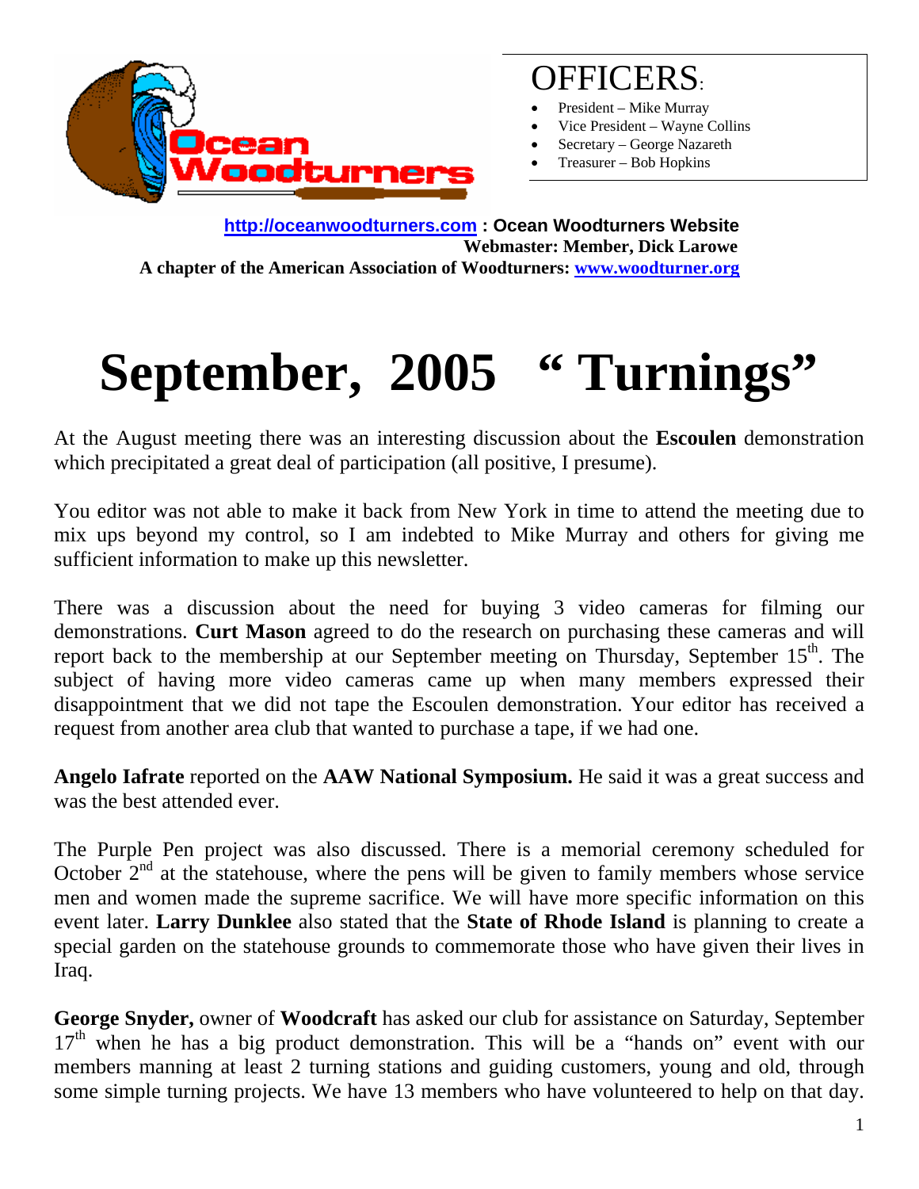Ocean Woodturners

## OFFICERS:

- President – Mike Murray
- Vice President – Wayne Collins
- Secretary – George Nazareth
- Treasurer – Bob Hopkins

**[http://oceanwoodturners.com](http://oceanwoodturners.com) : Ocean Woodturners Website**
**Webmaster: Member, Dick Larowe**
**A chapter of the American Association of Woodturners: [www.woodturner.org](http://www.woodturner.org)**

# September, 2005 " Turnings"

At the August meeting there was an interesting discussion about the **Escoulen** demonstration which precipitated a great deal of participation (all positive, I presume).

You editor was not able to make it back from New York in time to attend the meeting due to mix ups beyond my control, so I am indebted to Mike Murray and others for giving me sufficient information to make up this newsletter.

There was a discussion about the need for buying 3 video cameras for filming our demonstrations. **Curt Mason** agreed to do the research on purchasing these cameras and will report back to the membership at our September meeting on Thursday, September 15th. The subject of having more video cameras came up when many members expressed their disappointment that we did not tape the Escoulen demonstration. Your editor has received a request from another area club that wanted to purchase a tape, if we had one.

**Angelo Iafrate** reported on the **AAW National Symposium.** He said it was a great success and was the best attended ever.

The Purple Pen project was also discussed. There is a memorial ceremony scheduled for October 2nd at the statehouse, where the pens will be given to family members whose service men and women made the supreme sacrifice. We will have more specific information on this event later. **Larry Dunklee** also stated that the **State of Rhode Island** is planning to create a special garden on the statehouse grounds to commemorate those who have given their lives in Iraq.

**George Snyder,** owner of **Woodcraft** has asked our club for assistance on Saturday, September 17th when he has a big product demonstration. This will be a "hands on" event with our members manning at least 2 turning stations and guiding customers, young and old, through some simple turning projects. We have 13 members who have volunteered to help on that day.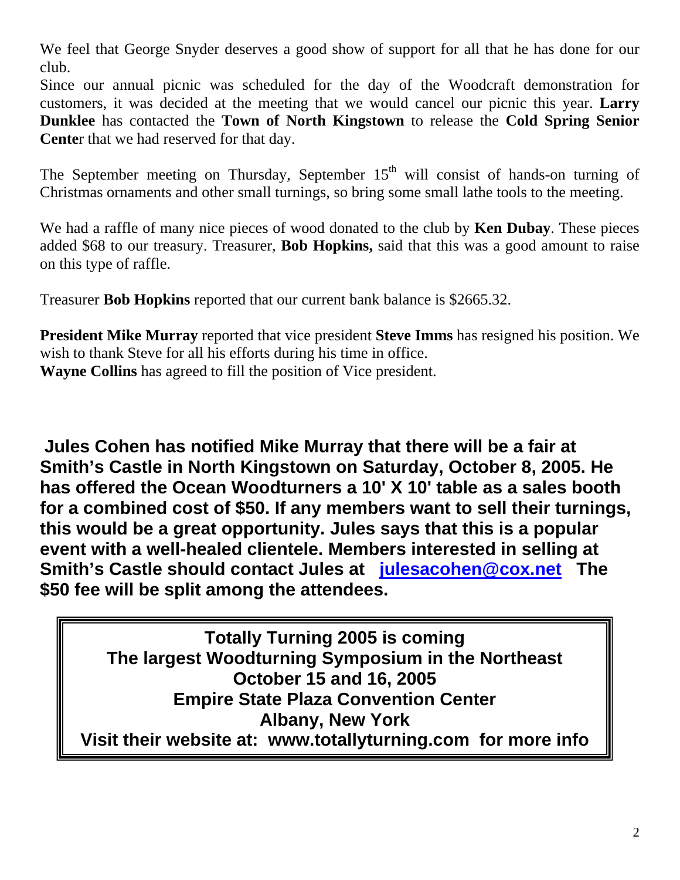We feel that George Snyder deserves a good show of support for all that he has done for our club.

Since our annual picnic was scheduled for the day of the Woodcraft demonstration for customers, it was decided at the meeting that we would cancel our picnic this year. **Larry Dunklee** has contacted the **Town of North Kingstown** to release the **Cold Spring Senior Cente**r that we had reserved for that day.

The September meeting on Thursday, September 15$^{th}$ will consist of hands-on turning of Christmas ornaments and other small turnings, so bring some small lathe tools to the meeting.

We had a raffle of many nice pieces of wood donated to the club by **Ken Dubay**. These pieces added $68 to our treasury. Treasurer, **Bob Hopkins,** said that this was a good amount to raise on this type of raffle.

Treasurer **Bob Hopkins** reported that our current bank balance is $2665.32.

**President Mike Murray** reported that vice president **Steve Imms** has resigned his position. We wish to thank Steve for all his efforts during his time in office.
**Wayne Collins** has agreed to fill the position of Vice president.

**Jules Cohen has notified Mike Murray that there will be a fair at Smith's Castle in North Kingstown on Saturday, October 8, 2005. He has offered the Ocean Woodturners a 10' X 10' table as a sales booth for a combined cost of $50. If any members want to sell their turnings, this would be a great opportunity. Jules says that this is a popular event with a well-healed clientele. Members interested in selling at Smith's Castle should contact Jules at [julesacohen@cox.net](mailto:julesacohen@cox.net) The $50 fee will be split among the attendees.**

**Totally Turning 2005 is coming**
**The largest Woodturning Symposium in the Northeast**
**October 15 and 16, 2005**
**Empire State Plaza Convention Center**
**Albany, New York**
**Visit their website at: www.totallyturning.com for more info**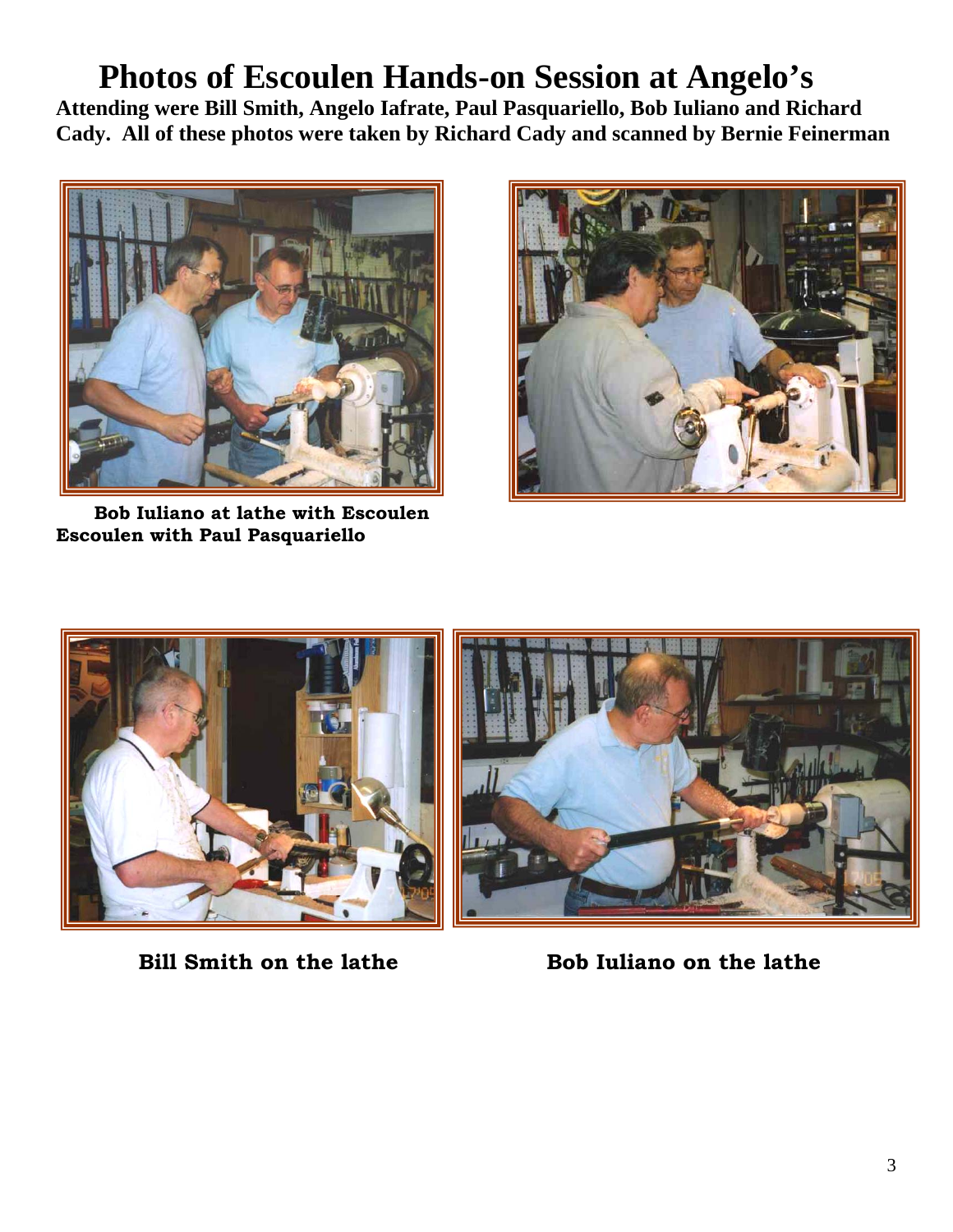# Photos of Escoulen Hands-on Session at Angelo's

**Attending were Bill Smith, Angelo Iafrate, Paul Pasquariello, Bob Iuliano and Richard Cady. All of these photos were taken by Richard Cady and scanned by Bernie Feinerman**

**Bob Iuliano at lathe with Escoulen**

**Escoulen with Paul Pasquariello**

**Bill Smith on the lathe**

**Bob Iuliano on the lathe**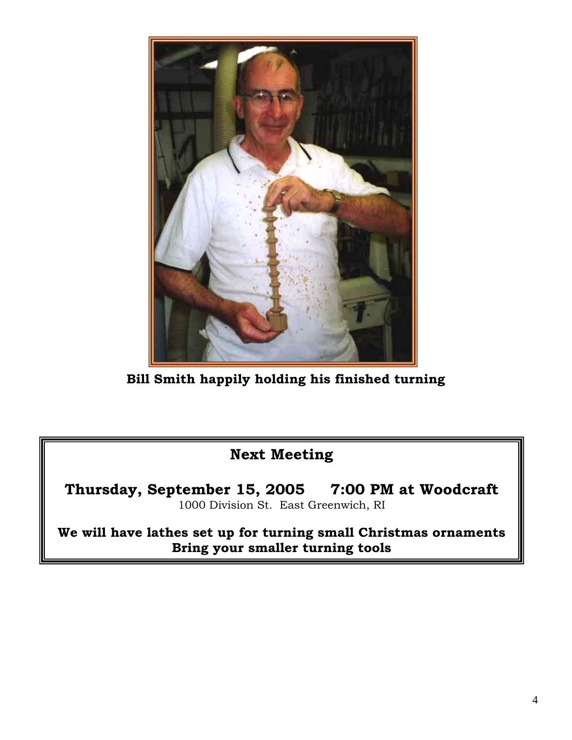**Bill Smith happily holding his finished turning**

## Next Meeting

**Thursday, September 15, 2005 7:00 PM at Woodcraft**

1000 Division St. East Greenwich, RI

**We will have lathes set up for turning small Christmas ornaments**
**Bring your smaller turning tools**